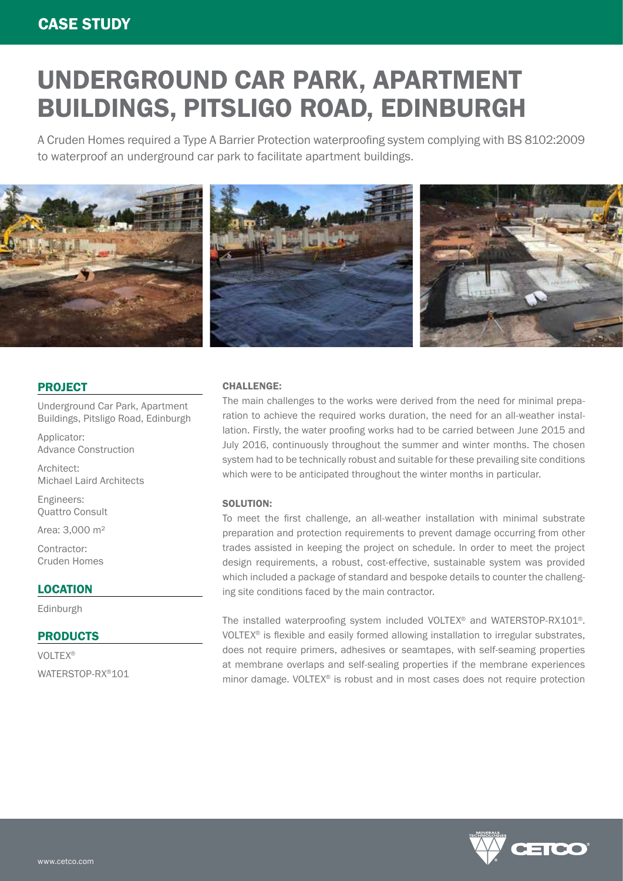CASE STUDY

# UNDERGROUND CAR PARK, APARTMENT BUILDINGS, PITSLIGO ROAD, EDINBURGH

A Cruden Homes required a Type A Barrier Protection waterproofing system complying with BS 8102:2009 to waterproof an underground car park to facilitate apartment buildings.

## PROJECT

Underground Car Park, Apartment Buildings, Pitsligo Road, Edinburgh

Applicator:
Advance Construction

Architect:
Michael Laird Architects

Engineers:
Quattro Consult

Area: 3,000 m²

Contractor:
Cruden Homes

## LOCATION

Edinburgh

## PRODUCTS

VOLTEX®

WATERSTOP-RX®101

### CHALLENGE:

The main challenges to the works were derived from the need for minimal preparation to achieve the required works duration, the need for an all-weather installation. Firstly, the water proofing works had to be carried between June 2015 and July 2016, continuously throughout the summer and winter months. The chosen system had to be technically robust and suitable for these prevailing site conditions which were to be anticipated throughout the winter months in particular.

### SOLUTION:

To meet the first challenge, an all-weather installation with minimal substrate preparation and protection requirements to prevent damage occurring from other trades assisted in keeping the project on schedule. In order to meet the project design requirements, a robust, cost-effective, sustainable system was provided which included a package of standard and bespoke details to counter the challenging site conditions faced by the main contractor.

The installed waterproofing system included VOLTEX® and WATERSTOP-RX101®. VOLTEX® is flexible and easily formed allowing installation to irregular substrates, does not require primers, adhesives or seamtapes, with self-seaming properties at membrane overlaps and self-sealing properties if the membrane experiences minor damage. VOLTEX® is robust and in most cases does not require protection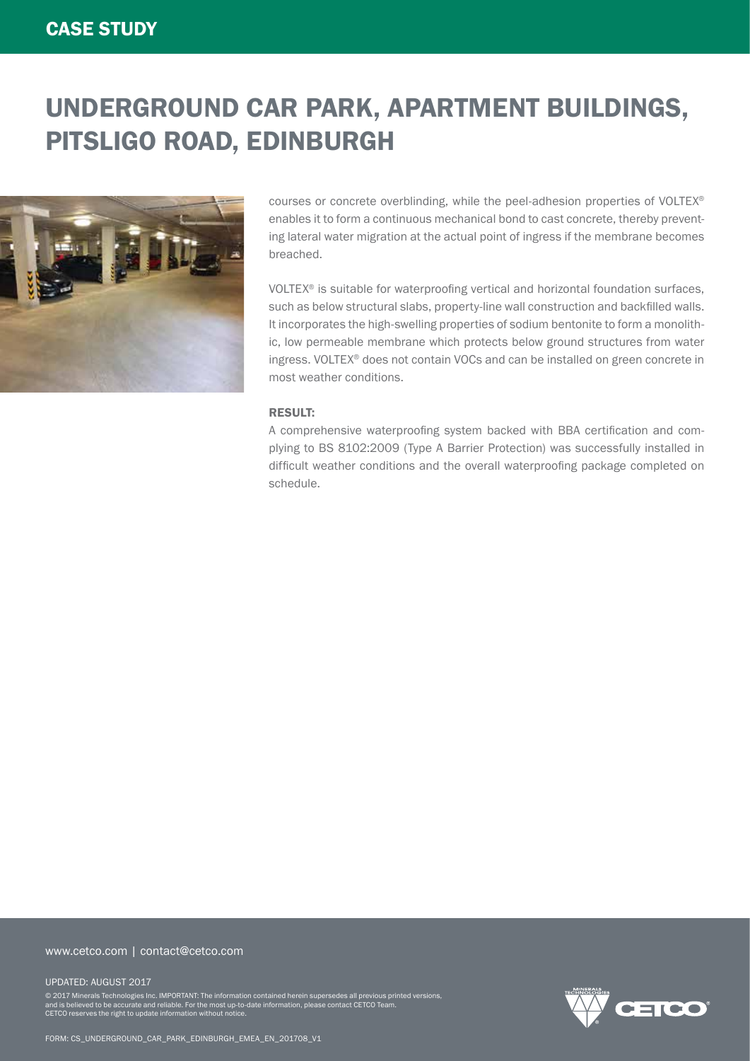# UNDERGROUND CAR PARK, APARTMENT BUILDINGS, PITSLIGO ROAD, EDINBURGH

courses or concrete overblinding, while the peel-adhesion properties of VOLTEX® enables it to form a continuous mechanical bond to cast concrete, thereby preventing lateral water migration at the actual point of ingress if the membrane becomes breached.

VOLTEX® is suitable for waterproofing vertical and horizontal foundation surfaces, such as below structural slabs, property-line wall construction and backfilled walls. It incorporates the high-swelling properties of sodium bentonite to form a monolithic, low permeable membrane which protects below ground structures from water ingress. VOLTEX® does not contain VOCs and can be installed on green concrete in most weather conditions.

### RESULT:

A comprehensive waterproofing system backed with BBA certification and complying to BS 8102:2009 (Type A Barrier Protection) was successfully installed in difficult weather conditions and the overall waterproofing package completed on schedule.

www.cetco.com | contact@cetco.com

UPDATED: AUGUST 2017

© 2017 Minerals Technologies Inc. IMPORTANT: The information contained herein supersedes all previous printed versions, and is believed to be accurate and reliable. For the most up-to-date information, please contact CETCO Team. CETCO reserves the right to update information without notice.

FORM: CS_UNDERGROUND_CAR_PARK_EDINBURGH_EMEA_EN_201708_V1